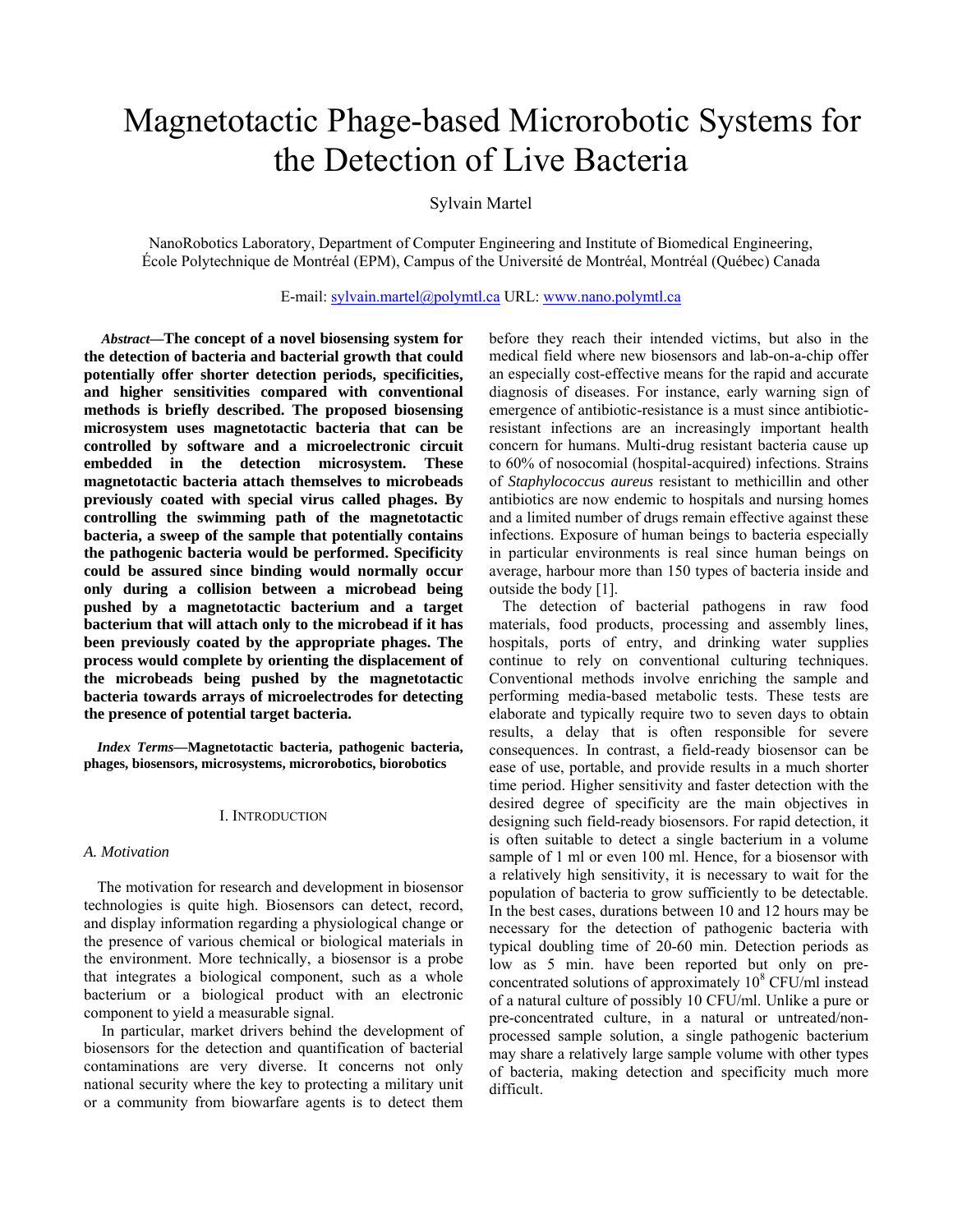# Magnetotactic Phage-based Microrobotic Systems for the Detection of Live Bacteria

Sylvain Martel

NanoRobotics Laboratory, Department of Computer Engineering and Institute of Biomedical Engineering, École Polytechnique de Montréal (EPM), Campus of the Université de Montréal, Montréal (Québec) Canada

E-mail: sylvain.martel@polymtl.ca URL: www.nano.polymtl.ca

***Abstract*—The concept of a novel biosensing system for the detection of bacteria and bacterial growth that could potentially offer shorter detection periods, specificities, and higher sensitivities compared with conventional methods is briefly described. The proposed biosensing microsystem uses magnetotactic bacteria that can be controlled by software and a microelectronic circuit embedded in the detection microsystem. These magnetotactic bacteria attach themselves to microbeads previously coated with special virus called phages. By controlling the swimming path of the magnetotactic bacteria, a sweep of the sample that potentially contains the pathogenic bacteria would be performed. Specificity could be assured since binding would normally occur only during a collision between a microbead being pushed by a magnetotactic bacterium and a target bacterium that will attach only to the microbead if it has been previously coated by the appropriate phages. The process would complete by orienting the displacement of the microbeads being pushed by the magnetotactic bacteria towards arrays of microelectrodes for detecting the presence of potential target bacteria.**

***Index Terms*—Magnetotactic bacteria, pathogenic bacteria, phages, biosensors, microsystems, microrobotics, biorobotics**

## I. Introduction

### *A. Motivation*

The motivation for research and development in biosensor technologies is quite high. Biosensors can detect, record, and display information regarding a physiological change or the presence of various chemical or biological materials in the environment. More technically, a biosensor is a probe that integrates a biological component, such as a whole bacterium or a biological product with an electronic component to yield a measurable signal.

In particular, market drivers behind the development of biosensors for the detection and quantification of bacterial contaminations are very diverse. It concerns not only national security where the key to protecting a military unit or a community from biowarfare agents is to detect them before they reach their intended victims, but also in the medical field where new biosensors and lab-on-a-chip offer an especially cost-effective means for the rapid and accurate diagnosis of diseases. For instance, early warning sign of emergence of antibiotic-resistance is a must since antibiotic-resistant infections are an increasingly important health concern for humans. Multi-drug resistant bacteria cause up to 60% of nosocomial (hospital-acquired) infections. Strains of *Staphylococcus aureus* resistant to methicillin and other antibiotics are now endemic to hospitals and nursing homes and a limited number of drugs remain effective against these infections. Exposure of human beings to bacteria especially in particular environments is real since human beings on average, harbour more than 150 types of bacteria inside and outside the body [1].

The detection of bacterial pathogens in raw food materials, food products, processing and assembly lines, hospitals, ports of entry, and drinking water supplies continue to rely on conventional culturing techniques. Conventional methods involve enriching the sample and performing media-based metabolic tests. These tests are elaborate and typically require two to seven days to obtain results, a delay that is often responsible for severe consequences. In contrast, a field-ready biosensor can be ease of use, portable, and provide results in a much shorter time period. Higher sensitivity and faster detection with the desired degree of specificity are the main objectives in designing such field-ready biosensors. For rapid detection, it is often suitable to detect a single bacterium in a volume sample of 1 ml or even 100 ml. Hence, for a biosensor with a relatively high sensitivity, it is necessary to wait for the population of bacteria to grow sufficiently to be detectable. In the best cases, durations between 10 and 12 hours may be necessary for the detection of pathogenic bacteria with typical doubling time of 20-60 min. Detection periods as low as 5 min. have been reported but only on pre-concentrated solutions of approximately $10^8$ CFU/ml instead of a natural culture of possibly 10 CFU/ml. Unlike a pure or pre-concentrated culture, in a natural or untreated/non-processed sample solution, a single pathogenic bacterium may share a relatively large sample volume with other types of bacteria, making detection and specificity much more difficult.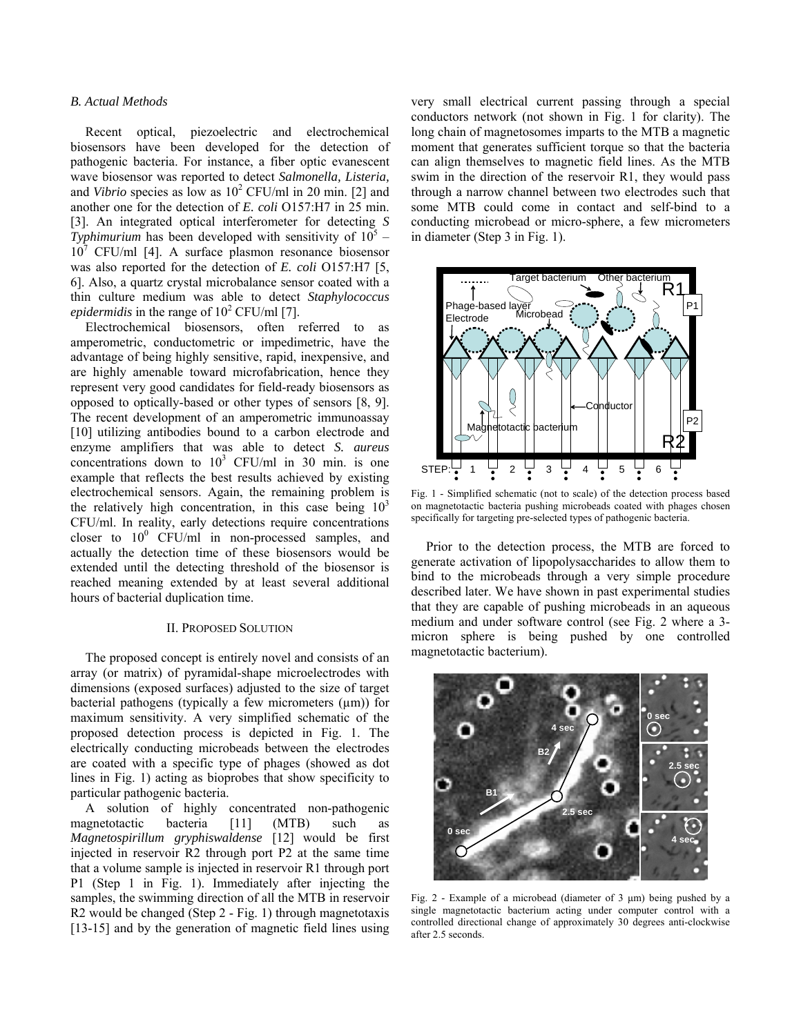### B. Actual Methods

Recent optical, piezoelectric and electrochemical biosensors have been developed for the detection of pathogenic bacteria. For instance, a fiber optic evanescent wave biosensor was reported to detect *Salmonella, Listeria,* and *Vibrio* species as low as $10^2$ CFU/ml in 20 min. [2] and another one for the detection of *E. coli* O157:H7 in 25 min. [3]. An integrated optical interferometer for detecting *S Typhimurium* has been developed with sensitivity of $10^5$ – $10^7$ CFU/ml [4]. A surface plasmon resonance biosensor was also reported for the detection of *E. coli* O157:H7 [5, 6]. Also, a quartz crystal microbalance sensor coated with a thin culture medium was able to detect *Staphylococcus epidermidis* in the range of $10^2$ CFU/ml [7].

Electrochemical biosensors, often referred to as amperometric, conductometric or impedimetric, have the advantage of being highly sensitive, rapid, inexpensive, and are highly amenable toward microfabrication, hence they represent very good candidates for field-ready biosensors as opposed to optically-based or other types of sensors [8, 9]. The recent development of an amperometric immunoassay [10] utilizing antibodies bound to a carbon electrode and enzyme amplifiers that was able to detect *S. aureus* concentrations down to $10^3$ CFU/ml in 30 min. is one example that reflects the best results achieved by existing electrochemical sensors. Again, the remaining problem is the relatively high concentration, in this case being $10^3$ CFU/ml. In reality, early detections require concentrations closer to $10^0$ CFU/ml in non-processed samples, and actually the detection time of these biosensors would be extended until the detecting threshold of the biosensor is reached meaning extended by at least several additional hours of bacterial duplication time.

## II. Proposed Solution

The proposed concept is entirely novel and consists of an array (or matrix) of pyramidal-shape microelectrodes with dimensions (exposed surfaces) adjusted to the size of target bacterial pathogens (typically a few micrometers (μm)) for maximum sensitivity. A very simplified schematic of the proposed detection process is depicted in Fig. 1. The electrically conducting microbeads between the electrodes are coated with a specific type of phages (showed as dot lines in Fig. 1) acting as bioprobes that show specificity to particular pathogenic bacteria.

A solution of highly concentrated non-pathogenic magnetotactic bacteria [11] (MTB) such as *Magnetospirillum gryphiswaldense* [12] would be first injected in reservoir R2 through port P2 at the same time that a volume sample is injected in reservoir R1 through port P1 (Step 1 in Fig. 1). Immediately after injecting the samples, the swimming direction of all the MTB in reservoir R2 would be changed (Step 2 - Fig. 1) through magnetotaxis [13-15] and by the generation of magnetic field lines using very small electrical current passing through a special conductors network (not shown in Fig. 1 for clarity). The long chain of magnetosomes imparts to the MTB a magnetic moment that generates sufficient torque so that the bacteria can align themselves to magnetic field lines. As the MTB swim in the direction of the reservoir R1, they would pass through a narrow channel between two electrodes such that some MTB could come in contact and self-bind to a conducting microbead or micro-sphere, a few micrometers in diameter (Step 3 in Fig. 1).

Fig. 1 - Simplified schematic (not to scale) of the detection process based on magnetotactic bacteria pushing microbeads coated with phages chosen specifically for targeting pre-selected types of pathogenic bacteria.

Prior to the detection process, the MTB are forced to generate activation of lipopolysaccharides to allow them to bind to the microbeads through a very simple procedure described later. We have shown in past experimental studies that they are capable of pushing microbeads in an aqueous medium and under software control (see Fig. 2 where a 3-micron sphere is being pushed by one controlled magnetotactic bacterium).

Fig. 2 - Example of a microbead (diameter of 3 μm) being pushed by a single magnetotactic bacterium acting under computer control with a controlled directional change of approximately 30 degrees anti-clockwise after 2.5 seconds.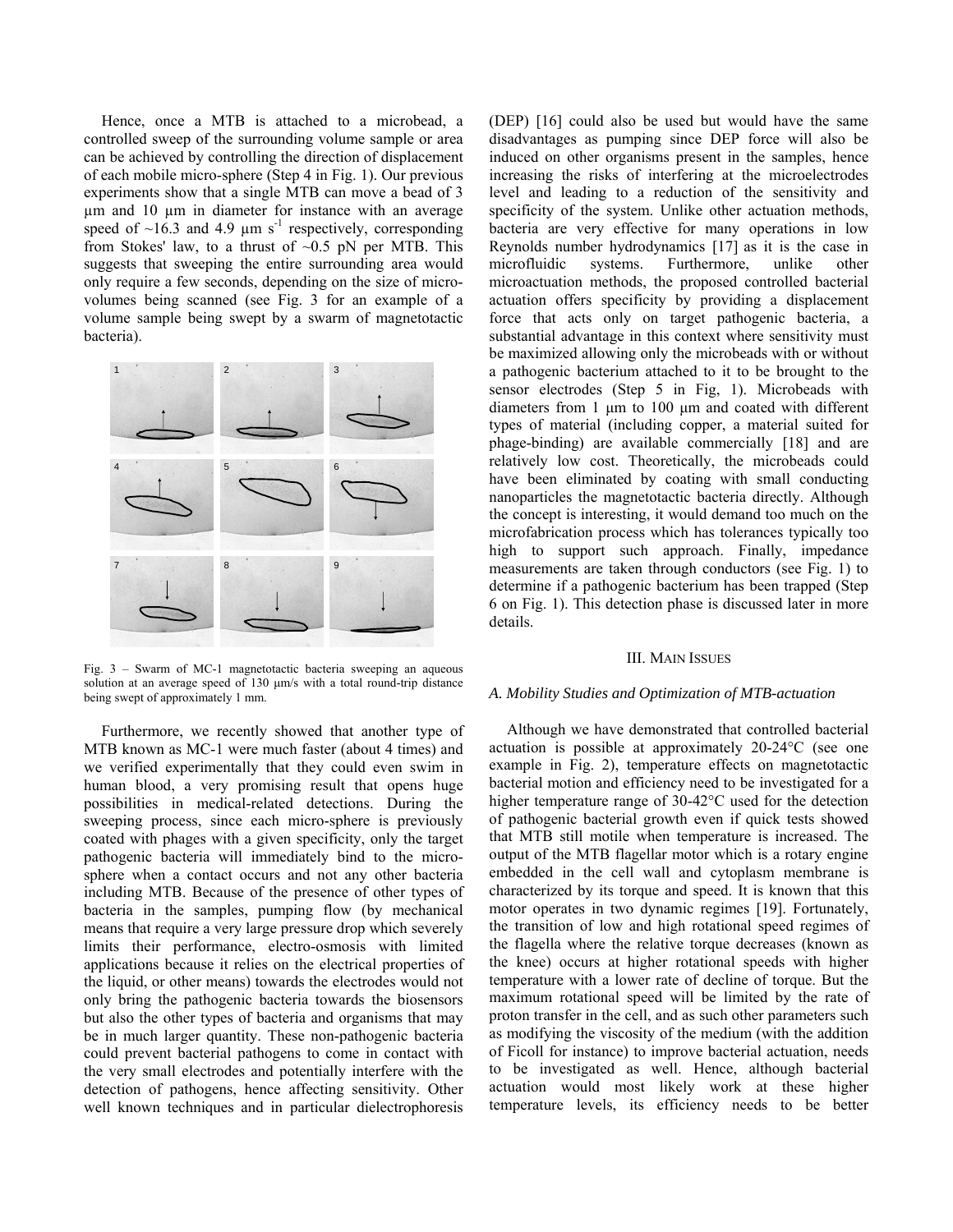Hence, once a MTB is attached to a microbead, a controlled sweep of the surrounding volume sample or area can be achieved by controlling the direction of displacement of each mobile micro-sphere (Step 4 in Fig. 1). Our previous experiments show that a single MTB can move a bead of 3 µm and 10 µm in diameter for instance with an average speed of ~16.3 and 4.9 µm $s^{-1}$ respectively, corresponding from Stokes' law, to a thrust of ~0.5 pN per MTB. This suggests that sweeping the entire surrounding area would only require a few seconds, depending on the size of micro-volumes being scanned (see Fig. 3 for an example of a volume sample being swept by a swarm of magnetotactic bacteria).

Fig. 3 – Swarm of MC-1 magnetotactic bacteria sweeping an aqueous solution at an average speed of 130 µm/s with a total round-trip distance being swept of approximately 1 mm.

Furthermore, we recently showed that another type of MTB known as MC-1 were much faster (about 4 times) and we verified experimentally that they could even swim in human blood, a very promising result that opens huge possibilities in medical-related detections. During the sweeping process, since each micro-sphere is previously coated with phages with a given specificity, only the target pathogenic bacteria will immediately bind to the micro-sphere when a contact occurs and not any other bacteria including MTB. Because of the presence of other types of bacteria in the samples, pumping flow (by mechanical means that require a very large pressure drop which severely limits their performance, electro-osmosis with limited applications because it relies on the electrical properties of the liquid, or other means) towards the electrodes would not only bring the pathogenic bacteria towards the biosensors but also the other types of bacteria and organisms that may be in much larger quantity. These non-pathogenic bacteria could prevent bacterial pathogens to come in contact with the very small electrodes and potentially interfere with the detection of pathogens, hence affecting sensitivity. Other well known techniques and in particular dielectrophoresis (DEP) [16] could also be used but would have the same disadvantages as pumping since DEP force will also be induced on other organisms present in the samples, hence increasing the risks of interfering at the microelectrodes level and leading to a reduction of the sensitivity and specificity of the system. Unlike other actuation methods, bacteria are very effective for many operations in low Reynolds number hydrodynamics [17] as it is the case in microfluidic systems. Furthermore, unlike other microactuation methods, the proposed controlled bacterial actuation offers specificity by providing a displacement force that acts only on target pathogenic bacteria, a substantial advantage in this context where sensitivity must be maximized allowing only the microbeads with or without a pathogenic bacterium attached to it to be brought to the sensor electrodes (Step 5 in Fig, 1). Microbeads with diameters from 1 µm to 100 µm and coated with different types of material (including copper, a material suited for phage-binding) are available commercially [18] and are relatively low cost. Theoretically, the microbeads could have been eliminated by coating with small conducting nanoparticles the magnetotactic bacteria directly. Although the concept is interesting, it would demand too much on the microfabrication process which has tolerances typically too high to support such approach. Finally, impedance measurements are taken through conductors (see Fig. 1) to determine if a pathogenic bacterium has been trapped (Step 6 on Fig. 1). This detection phase is discussed later in more details.

## III. Main Issues

### A. Mobility Studies and Optimization of MTB-actuation

Although we have demonstrated that controlled bacterial actuation is possible at approximately 20-24°C (see one example in Fig. 2), temperature effects on magnetotactic bacterial motion and efficiency need to be investigated for a higher temperature range of 30-42°C used for the detection of pathogenic bacterial growth even if quick tests showed that MTB still motile when temperature is increased. The output of the MTB flagellar motor which is a rotary engine embedded in the cell wall and cytoplasm membrane is characterized by its torque and speed. It is known that this motor operates in two dynamic regimes [19]. Fortunately, the transition of low and high rotational speed regimes of the flagella where the relative torque decreases (known as the knee) occurs at higher rotational speeds with higher temperature with a lower rate of decline of torque. But the maximum rotational speed will be limited by the rate of proton transfer in the cell, and as such other parameters such as modifying the viscosity of the medium (with the addition of Ficoll for instance) to improve bacterial actuation, needs to be investigated as well. Hence, although bacterial actuation would most likely work at these higher temperature levels, its efficiency needs to be better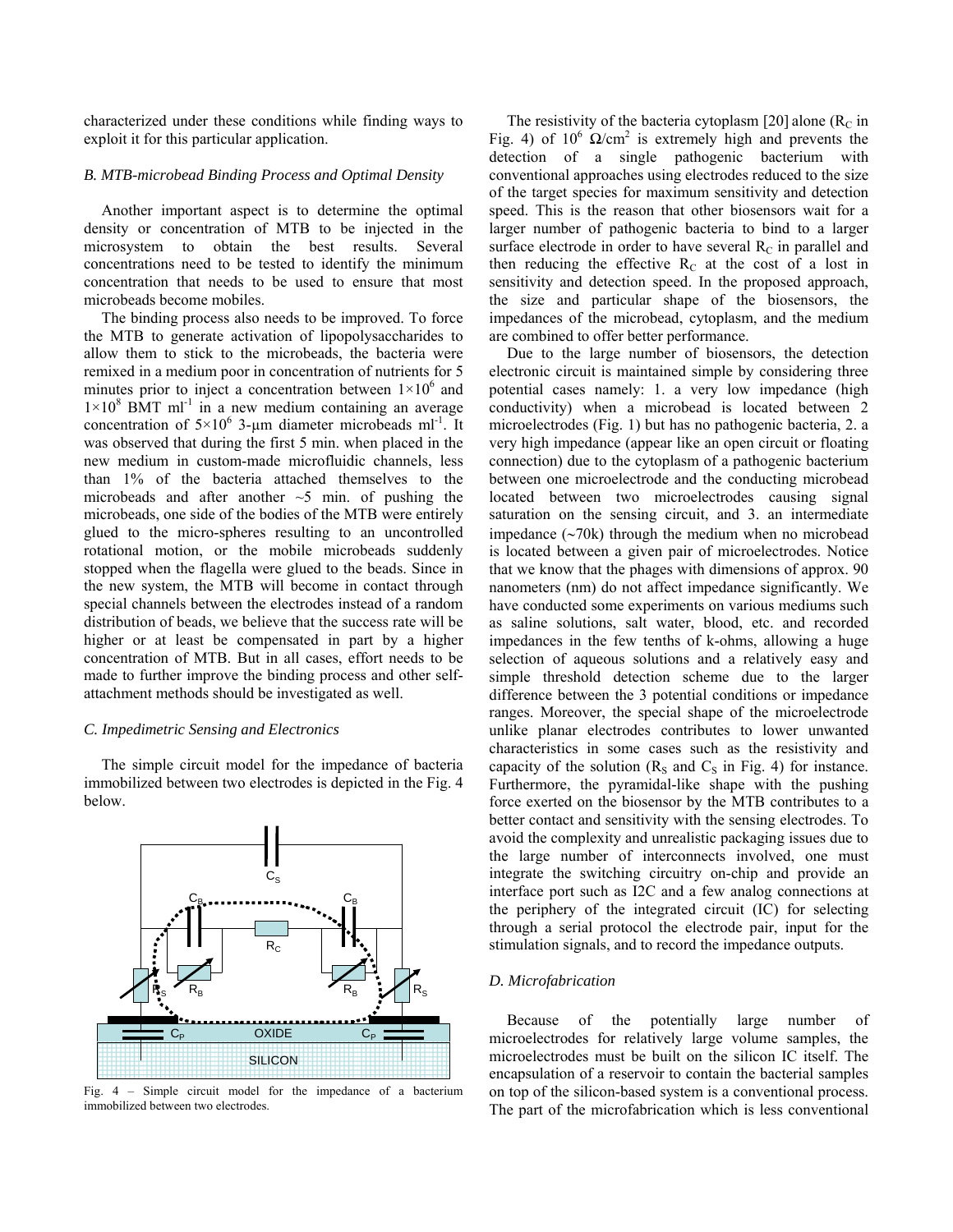characterized under these conditions while finding ways to exploit it for this particular application.

### *B. MTB-microbead Binding Process and Optimal Density*

Another important aspect is to determine the optimal density or concentration of MTB to be injected in the microsystem to obtain the best results. Several concentrations need to be tested to identify the minimum concentration that needs to be used to ensure that most microbeads become mobiles.

The binding process also needs to be improved. To force the MTB to generate activation of lipopolysaccharides to allow them to stick to the microbeads, the bacteria were remixed in a medium poor in concentration of nutrients for 5 minutes prior to inject a concentration between $1\times10^6$ and $1\times10^8$ BMT $ml^{-1}$ in a new medium containing an average concentration of $5\times10^6$ 3-µm diameter microbeads $ml^{-1}$. It was observed that during the first 5 min. when placed in the new medium in custom-made microfluidic channels, less than 1% of the bacteria attached themselves to the microbeads and after another ~5 min. of pushing the microbeads, one side of the bodies of the MTB were entirely glued to the micro-spheres resulting to an uncontrolled rotational motion, or the mobile microbeads suddenly stopped when the flagella were glued to the beads. Since in the new system, the MTB will become in contact through special channels between the electrodes instead of a random distribution of beads, we believe that the success rate will be higher or at least be compensated in part by a higher concentration of MTB. But in all cases, effort needs to be made to further improve the binding process and other self-attachment methods should be investigated as well.

### *C. Impedimetric Sensing and Electronics*

The simple circuit model for the impedance of bacteria immobilized between two electrodes is depicted in the Fig. 4 below.

Fig. 4 – Simple circuit model for the impedance of a bacterium immobilized between two electrodes.

The resistivity of the bacteria cytoplasm [20] alone ($R_C$ in Fig. 4) of $10^6$ $\Omega/cm^2$ is extremely high and prevents the detection of a single pathogenic bacterium with conventional approaches using electrodes reduced to the size of the target species for maximum sensitivity and detection speed. This is the reason that other biosensors wait for a larger number of pathogenic bacteria to bind to a larger surface electrode in order to have several $R_C$ in parallel and then reducing the effective $R_C$ at the cost of a lost in sensitivity and detection speed. In the proposed approach, the size and particular shape of the biosensors, the impedances of the microbead, cytoplasm, and the medium are combined to offer better performance.

Due to the large number of biosensors, the detection electronic circuit is maintained simple by considering three potential cases namely: 1. a very low impedance (high conductivity) when a microbead is located between 2 microelectrodes (Fig. 1) but has no pathogenic bacteria, 2. a very high impedance (appear like an open circuit or floating connection) due to the cytoplasm of a pathogenic bacterium between one microelectrode and the conducting microbead located between two microelectrodes causing signal saturation on the sensing circuit, and 3. an intermediate impedance (~70k) through the medium when no microbead is located between a given pair of microelectrodes. Notice that we know that the phages with dimensions of approx. 90 nanometers (nm) do not affect impedance significantly. We have conducted some experiments on various mediums such as saline solutions, salt water, blood, etc. and recorded impedances in the few tenths of k-ohms, allowing a huge selection of aqueous solutions and a relatively easy and simple threshold detection scheme due to the larger difference between the 3 potential conditions or impedance ranges. Moreover, the special shape of the microelectrode unlike planar electrodes contributes to lower unwanted characteristics in some cases such as the resistivity and capacity of the solution ($R_S$ and $C_S$ in Fig. 4) for instance. Furthermore, the pyramidal-like shape with the pushing force exerted on the biosensor by the MTB contributes to a better contact and sensitivity with the sensing electrodes. To avoid the complexity and unrealistic packaging issues due to the large number of interconnects involved, one must integrate the switching circuitry on-chip and provide an interface port such as I2C and a few analog connections at the periphery of the integrated circuit (IC) for selecting through a serial protocol the electrode pair, input for the stimulation signals, and to record the impedance outputs.

### *D. Microfabrication*

Because of the potentially large number of microelectrodes for relatively large volume samples, the microelectrodes must be built on the silicon IC itself. The encapsulation of a reservoir to contain the bacterial samples on top of the silicon-based system is a conventional process. The part of the microfabrication which is less conventional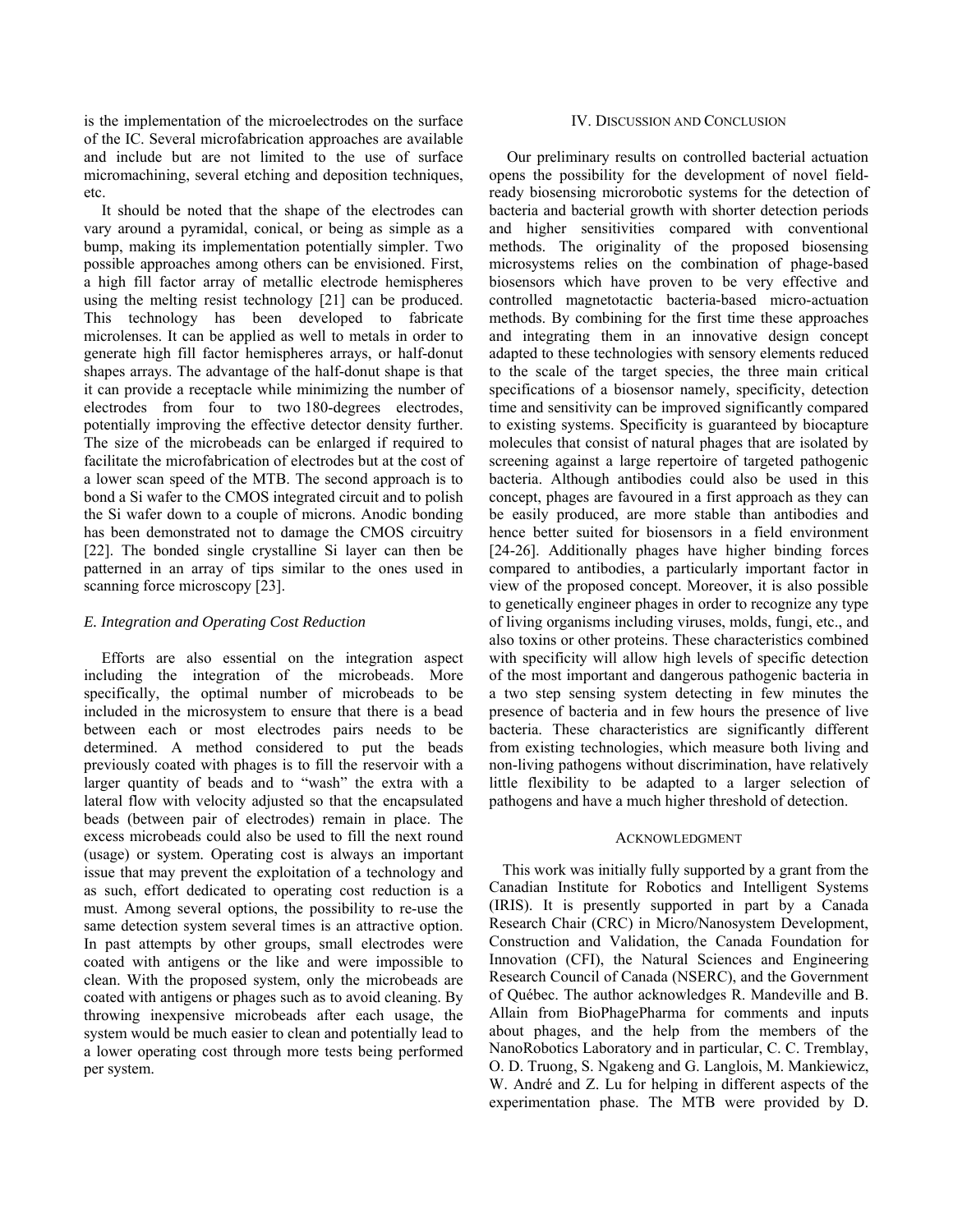is the implementation of the microelectrodes on the surface of the IC. Several microfabrication approaches are available and include but are not limited to the use of surface micromachining, several etching and deposition techniques, etc.

It should be noted that the shape of the electrodes can vary around a pyramidal, conical, or being as simple as a bump, making its implementation potentially simpler. Two possible approaches among others can be envisioned. First, a high fill factor array of metallic electrode hemispheres using the melting resist technology [21] can be produced. This technology has been developed to fabricate microlenses. It can be applied as well to metals in order to generate high fill factor hemispheres arrays, or half-donut shapes arrays. The advantage of the half-donut shape is that it can provide a receptacle while minimizing the number of electrodes from four to two 180-degrees electrodes, potentially improving the effective detector density further. The size of the microbeads can be enlarged if required to facilitate the microfabrication of electrodes but at the cost of a lower scan speed of the MTB. The second approach is to bond a Si wafer to the CMOS integrated circuit and to polish the Si wafer down to a couple of microns. Anodic bonding has been demonstrated not to damage the CMOS circuitry [22]. The bonded single crystalline Si layer can then be patterned in an array of tips similar to the ones used in scanning force microscopy [23].

### *E. Integration and Operating Cost Reduction*

Efforts are also essential on the integration aspect including the integration of the microbeads. More specifically, the optimal number of microbeads to be included in the microsystem to ensure that there is a bead between each or most electrodes pairs needs to be determined. A method considered to put the beads previously coated with phages is to fill the reservoir with a larger quantity of beads and to "wash" the extra with a lateral flow with velocity adjusted so that the encapsulated beads (between pair of electrodes) remain in place. The excess microbeads could also be used to fill the next round (usage) or system. Operating cost is always an important issue that may prevent the exploitation of a technology and as such, effort dedicated to operating cost reduction is a must. Among several options, the possibility to re-use the same detection system several times is an attractive option. In past attempts by other groups, small electrodes were coated with antigens or the like and were impossible to clean. With the proposed system, only the microbeads are coated with antigens or phages such as to avoid cleaning. By throwing inexpensive microbeads after each usage, the system would be much easier to clean and potentially lead to a lower operating cost through more tests being performed per system.

## IV. Discussion and Conclusion

Our preliminary results on controlled bacterial actuation opens the possibility for the development of novel field-ready biosensing microrobotic systems for the detection of bacteria and bacterial growth with shorter detection periods and higher sensitivities compared with conventional methods. The originality of the proposed biosensing microsystems relies on the combination of phage-based biosensors which have proven to be very effective and controlled magnetotactic bacteria-based micro-actuation methods. By combining for the first time these approaches and integrating them in an innovative design concept adapted to these technologies with sensory elements reduced to the scale of the target species, the three main critical specifications of a biosensor namely, specificity, detection time and sensitivity can be improved significantly compared to existing systems. Specificity is guaranteed by biocapture molecules that consist of natural phages that are isolated by screening against a large repertoire of targeted pathogenic bacteria. Although antibodies could also be used in this concept, phages are favoured in a first approach as they can be easily produced, are more stable than antibodies and hence better suited for biosensors in a field environment [24-26]. Additionally phages have higher binding forces compared to antibodies, a particularly important factor in view of the proposed concept. Moreover, it is also possible to genetically engineer phages in order to recognize any type of living organisms including viruses, molds, fungi, etc., and also toxins or other proteins. These characteristics combined with specificity will allow high levels of specific detection of the most important and dangerous pathogenic bacteria in a two step sensing system detecting in few minutes the presence of bacteria and in few hours the presence of live bacteria. These characteristics are significantly different from existing technologies, which measure both living and non-living pathogens without discrimination, have relatively little flexibility to be adapted to a larger selection of pathogens and have a much higher threshold of detection.

## Acknowledgment

This work was initially fully supported by a grant from the Canadian Institute for Robotics and Intelligent Systems (IRIS). It is presently supported in part by a Canada Research Chair (CRC) in Micro/Nanosystem Development, Construction and Validation, the Canada Foundation for Innovation (CFI), the Natural Sciences and Engineering Research Council of Canada (NSERC), and the Government of Québec. The author acknowledges R. Mandeville and B. Allain from BioPhagePharma for comments and inputs about phages, and the help from the members of the NanoRobotics Laboratory and in particular, C. C. Tremblay, O. D. Truong, S. Ngakeng and G. Langlois, M. Mankiewicz, W. André and Z. Lu for helping in different aspects of the experimentation phase. The MTB were provided by D.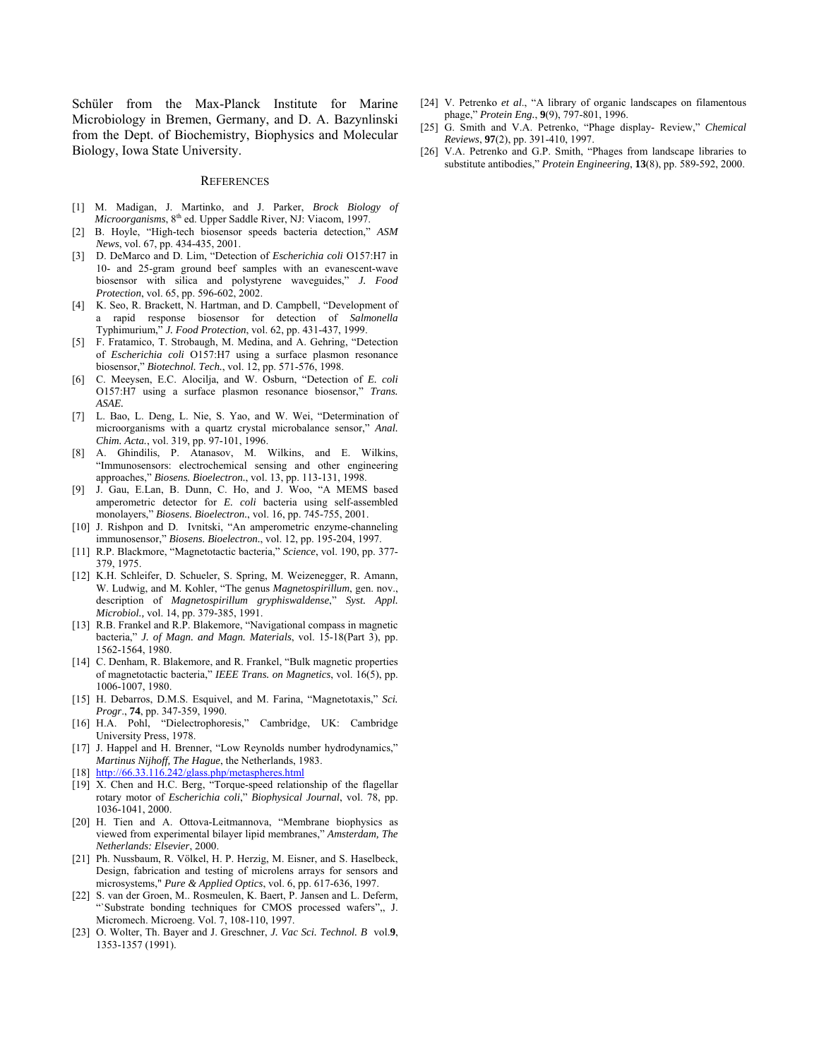Schüler from the Max-Planck Institute for Marine Microbiology in Bremen, Germany, and D. A. Bazynlinski from the Dept. of Biochemistry, Biophysics and Molecular Biology, Iowa State University.

## REFERENCES

[1] M. Madigan, J. Martinko, and J. Parker, *Brock Biology of Microorganisms*, 8th ed. Upper Saddle River, NJ: Viacom, 1997.

[2] B. Hoyle, "High-tech biosensor speeds bacteria detection," *ASM News*, vol. 67, pp. 434-435, 2001.

[3] D. DeMarco and D. Lim, "Detection of *Escherichia coli* O157:H7 in 10- and 25-gram ground beef samples with an evanescent-wave biosensor with silica and polystyrene waveguides," *J. Food Protection*, vol. 65, pp. 596-602, 2002.

[4] K. Seo, R. Brackett, N. Hartman, and D. Campbell, "Development of a rapid response biosensor for detection of *Salmonella* Typhimurium," *J. Food Protection*, vol. 62, pp. 431-437, 1999.

[5] F. Fratamico, T. Strobaugh, M. Medina, and A. Gehring, "Detection of *Escherichia coli* O157:H7 using a surface plasmon resonance biosensor," *Biotechnol. Tech.*, vol. 12, pp. 571-576, 1998.

[6] C. Meeysen, E.C. Alocilja, and W. Osburn, "Detection of *E. coli* O157:H7 using a surface plasmon resonance biosensor," *Trans. ASAE.*

[7] L. Bao, L. Deng, L. Nie, S. Yao, and W. Wei, "Determination of microorganisms with a quartz crystal microbalance sensor," *Anal. Chim. Acta.*, vol. 319, pp. 97-101, 1996.

[8] A. Ghindilis, P. Atanasov, M. Wilkins, and E. Wilkins, "Immunosensors: electrochemical sensing and other engineering approaches," *Biosens. Bioelectron.*, vol. 13, pp. 113-131, 1998.

[9] J. Gau, E.Lan, B. Dunn, C. Ho, and J. Woo, "A MEMS based amperometric detector for *E. coli* bacteria using self-assembled monolayers," *Biosens. Bioelectron.*, vol. 16, pp. 745-755, 2001.

[10] J. Rishpon and D. Ivnitski, "An amperometric enzyme-channeling immunosensor," *Biosens. Bioelectron.*, vol. 12, pp. 195-204, 1997.

[11] R.P. Blackmore, "Magnetotactic bacteria," *Science*, vol. 190, pp. 377-379, 1975.

[12] K.H. Schleifer, D. Schueler, S. Spring, M. Weizenegger, R. Amann, W. Ludwig, and M. Kohler, "The genus *Magnetospirillum*, gen. nov., description of *Magnetospirillum gryphiswaldense*," *Syst. Appl. Microbiol.,* vol. 14, pp. 379-385, 1991.

[13] R.B. Frankel and R.P. Blakemore, "Navigational compass in magnetic bacteria," *J. of Magn. and Magn. Materials*, vol. 15-18(Part 3), pp. 1562-1564, 1980.

[14] C. Denham, R. Blakemore, and R. Frankel, "Bulk magnetic properties of magnetotactic bacteria," *IEEE Trans. on Magnetics*, vol. 16(5), pp. 1006-1007, 1980.

[15] H. Debarros, D.M.S. Esquivel, and M. Farina, "Magnetotaxis," *Sci. Progr.*, **74**, pp. 347-359, 1990.

[16] H.A. Pohl, "Dielectrophoresis," Cambridge, UK: Cambridge University Press, 1978.

[17] J. Happel and H. Brenner, "Low Reynolds number hydrodynamics," *Martinus Nijhoff, The Hague*, the Netherlands, 1983.

[18] http://66.33.116.242/glass.php/metaspheres.html

[19] X. Chen and H.C. Berg, "Torque-speed relationship of the flagellar rotary motor of *Escherichia coli*," *Biophysical Journal*, vol. 78, pp. 1036-1041, 2000.

[20] H. Tien and A. Ottova-Leitmannova, "Membrane biophysics as viewed from experimental bilayer lipid membranes," *Amsterdam, The Netherlands: Elsevier*, 2000.

[21] Ph. Nussbaum, R. Völkel, H. P. Herzig, M. Eisner, and S. Haselbeck, Design, fabrication and testing of microlens arrays for sensors and microsystems," *Pure & Applied Optics*, vol. 6, pp. 617-636, 1997.

[22] S. van der Groen, M.. Rosmeulen, K. Baert, P. Jansen and L. Deferm, "`Substrate bonding techniques for CMOS processed wafers",, J. Micromech. Microeng. Vol. 7, 108-110, 1997.

[23] O. Wolter, Th. Bayer and J. Greschner, *J. Vac Sci. Technol. B* vol.**9**, 1353-1357 (1991).

[24] V. Petrenko *et al.*, "A library of organic landscapes on filamentous phage," *Protein Eng.*, **9**(9), 797-801, 1996.

[25] G. Smith and V.A. Petrenko, "Phage display- Review," *Chemical Reviews*, **97**(2), pp. 391-410, 1997.

[26] V.A. Petrenko and G.P. Smith, "Phages from landscape libraries to substitute antibodies," *Protein Engineering*, **13**(8), pp. 589-592, 2000.